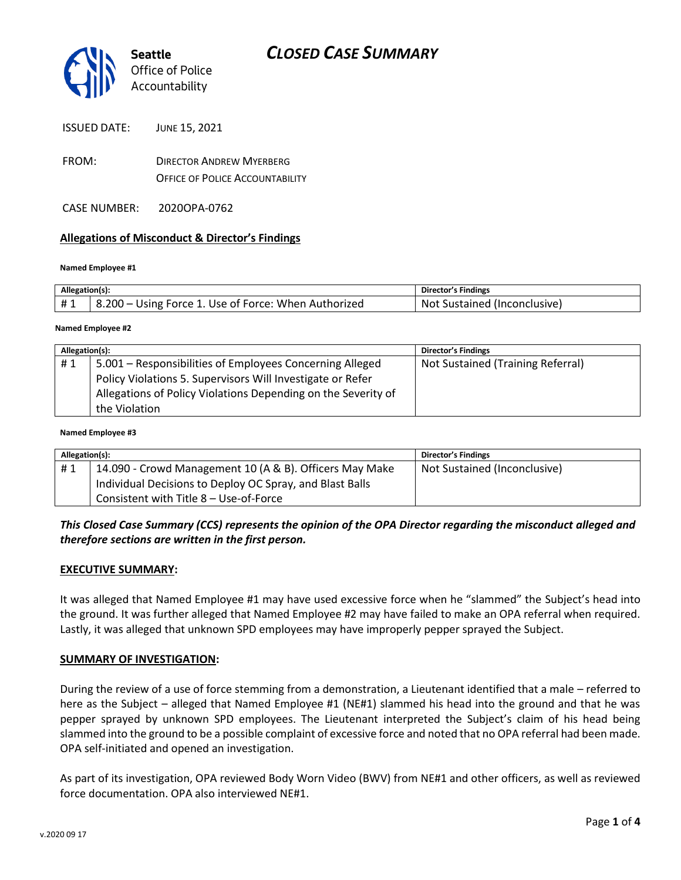# CLOSED CASE SUMMARY

Seattle Office of Police Accountability

ISSUED DATE: JUNE 15, 2021

FROM: DIRECTOR ANDREW MYERBERG
OFFICE OF POLICE ACCOUNTABILITY

CASE NUMBER: 2020OPA-0762

## Allegations of Misconduct & Director's Findings

**Named Employee #1**

| Allegation(s): | | Director's Findings |
|---|---|---|
| # 1 | 8.200 – Using Force 1. Use of Force: When Authorized | Not Sustained (Inconclusive) |

**Named Employee #2**

| Allegation(s): | | Director's Findings |
|---|---|---|
| # 1 | 5.001 – Responsibilities of Employees Concerning Alleged Policy Violations 5. Supervisors Will Investigate or Refer Allegations of Policy Violations Depending on the Severity of the Violation | Not Sustained (Training Referral) |

**Named Employee #3**

| Allegation(s): | | Director's Findings |
|---|---|---|
| # 1 | 14.090 - Crowd Management 10 (A & B). Officers May Make Individual Decisions to Deploy OC Spray, and Blast Balls Consistent with Title 8 – Use-of-Force | Not Sustained (Inconclusive) |

***This Closed Case Summary (CCS) represents the opinion of the OPA Director regarding the misconduct alleged and therefore sections are written in the first person.***

**EXECUTIVE SUMMARY:**

It was alleged that Named Employee #1 may have used excessive force when he "slammed" the Subject's head into the ground. It was further alleged that Named Employee #2 may have failed to make an OPA referral when required. Lastly, it was alleged that unknown SPD employees may have improperly pepper sprayed the Subject.

**SUMMARY OF INVESTIGATION:**

During the review of a use of force stemming from a demonstration, a Lieutenant identified that a male – referred to here as the Subject – alleged that Named Employee #1 (NE#1) slammed his head into the ground and that he was pepper sprayed by unknown SPD employees. The Lieutenant interpreted the Subject's claim of his head being slammed into the ground to be a possible complaint of excessive force and noted that no OPA referral had been made. OPA self-initiated and opened an investigation.

As part of its investigation, OPA reviewed Body Worn Video (BWV) from NE#1 and other officers, as well as reviewed force documentation. OPA also interviewed NE#1.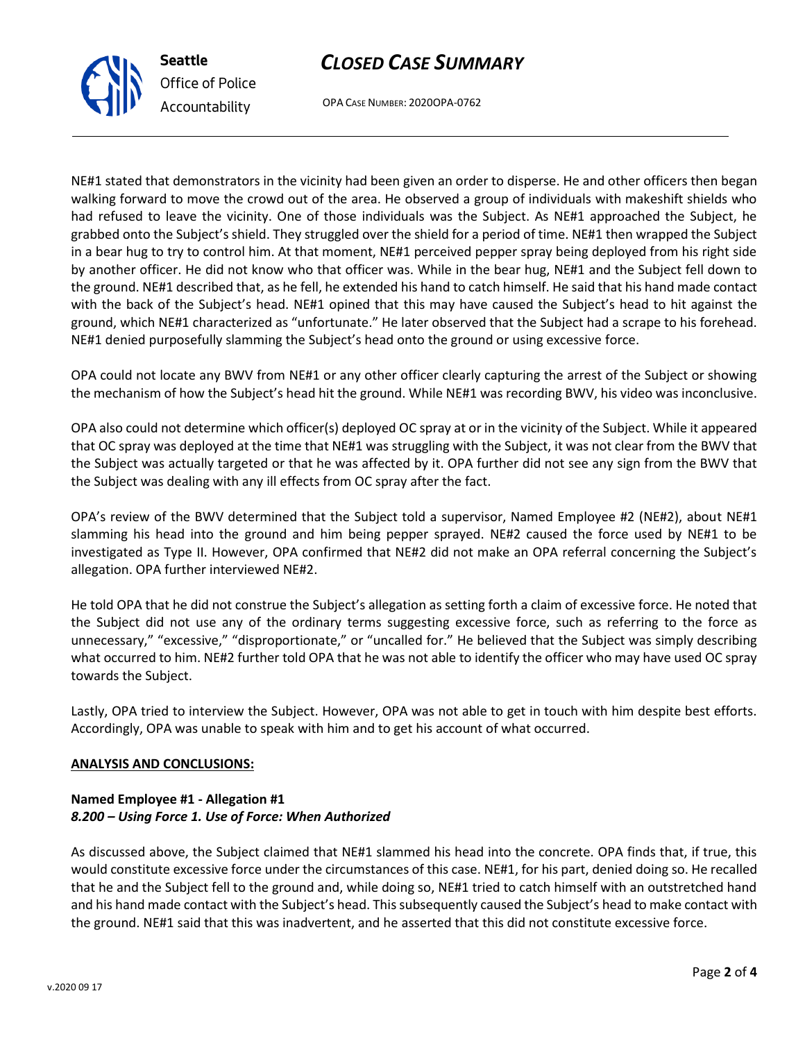NE#1 stated that demonstrators in the vicinity had been given an order to disperse. He and other officers then began walking forward to move the crowd out of the area. He observed a group of individuals with makeshift shields who had refused to leave the vicinity. One of those individuals was the Subject. As NE#1 approached the Subject, he grabbed onto the Subject's shield. They struggled over the shield for a period of time. NE#1 then wrapped the Subject in a bear hug to try to control him. At that moment, NE#1 perceived pepper spray being deployed from his right side by another officer. He did not know who that officer was. While in the bear hug, NE#1 and the Subject fell down to the ground. NE#1 described that, as he fell, he extended his hand to catch himself. He said that his hand made contact with the back of the Subject's head. NE#1 opined that this may have caused the Subject's head to hit against the ground, which NE#1 characterized as "unfortunate." He later observed that the Subject had a scrape to his forehead. NE#1 denied purposefully slamming the Subject's head onto the ground or using excessive force.

OPA could not locate any BWV from NE#1 or any other officer clearly capturing the arrest of the Subject or showing the mechanism of how the Subject's head hit the ground. While NE#1 was recording BWV, his video was inconclusive.

OPA also could not determine which officer(s) deployed OC spray at or in the vicinity of the Subject. While it appeared that OC spray was deployed at the time that NE#1 was struggling with the Subject, it was not clear from the BWV that the Subject was actually targeted or that he was affected by it. OPA further did not see any sign from the BWV that the Subject was dealing with any ill effects from OC spray after the fact.

OPA's review of the BWV determined that the Subject told a supervisor, Named Employee #2 (NE#2), about NE#1 slamming his head into the ground and him being pepper sprayed. NE#2 caused the force used by NE#1 to be investigated as Type II. However, OPA confirmed that NE#2 did not make an OPA referral concerning the Subject's allegation. OPA further interviewed NE#2.

He told OPA that he did not construe the Subject's allegation as setting forth a claim of excessive force. He noted that the Subject did not use any of the ordinary terms suggesting excessive force, such as referring to the force as unnecessary," "excessive," "disproportionate," or "uncalled for." He believed that the Subject was simply describing what occurred to him. NE#2 further told OPA that he was not able to identify the officer who may have used OC spray towards the Subject.

Lastly, OPA tried to interview the Subject. However, OPA was not able to get in touch with him despite best efforts. Accordingly, OPA was unable to speak with him and to get his account of what occurred.

**ANALYSIS AND CONCLUSIONS:**

**Named Employee #1 - Allegation #1**
***8.200 – Using Force 1. Use of Force: When Authorized***

As discussed above, the Subject claimed that NE#1 slammed his head into the concrete. OPA finds that, if true, this would constitute excessive force under the circumstances of this case. NE#1, for his part, denied doing so. He recalled that he and the Subject fell to the ground and, while doing so, NE#1 tried to catch himself with an outstretched hand and his hand made contact with the Subject's head. This subsequently caused the Subject's head to make contact with the ground. NE#1 said that this was inadvertent, and he asserted that this did not constitute excessive force.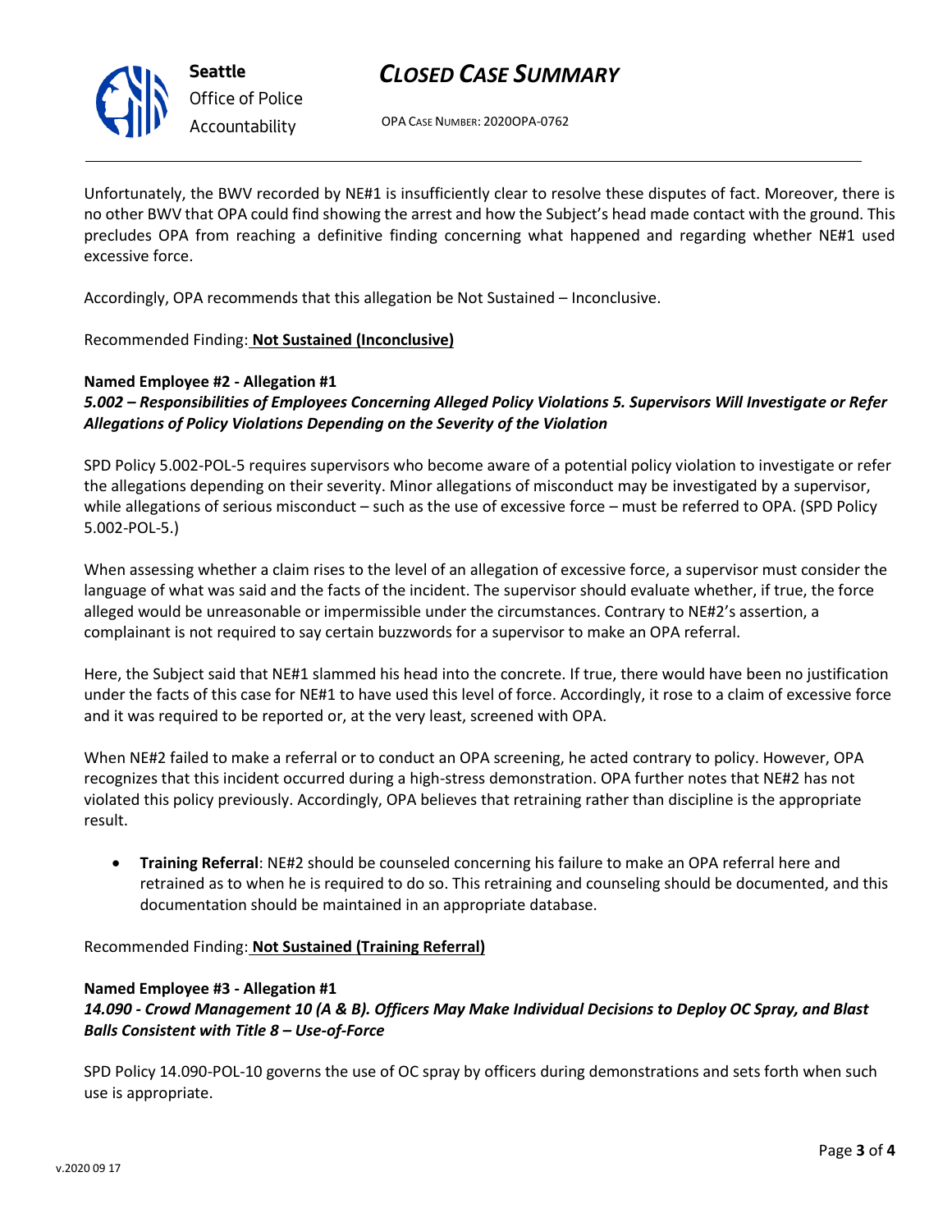Unfortunately, the BWV recorded by NE#1 is insufficiently clear to resolve these disputes of fact. Moreover, there is no other BWV that OPA could find showing the arrest and how the Subject's head made contact with the ground. This precludes OPA from reaching a definitive finding concerning what happened and regarding whether NE#1 used excessive force.

Accordingly, OPA recommends that this allegation be Not Sustained – Inconclusive.

Recommended Finding: **Not Sustained (Inconclusive)**

**Named Employee #2 - Allegation #1**
***5.002 – Responsibilities of Employees Concerning Alleged Policy Violations 5. Supervisors Will Investigate or Refer Allegations of Policy Violations Depending on the Severity of the Violation***

SPD Policy 5.002-POL-5 requires supervisors who become aware of a potential policy violation to investigate or refer the allegations depending on their severity. Minor allegations of misconduct may be investigated by a supervisor, while allegations of serious misconduct – such as the use of excessive force – must be referred to OPA. (SPD Policy 5.002-POL-5.)

When assessing whether a claim rises to the level of an allegation of excessive force, a supervisor must consider the language of what was said and the facts of the incident. The supervisor should evaluate whether, if true, the force alleged would be unreasonable or impermissible under the circumstances. Contrary to NE#2's assertion, a complainant is not required to say certain buzzwords for a supervisor to make an OPA referral.

Here, the Subject said that NE#1 slammed his head into the concrete. If true, there would have been no justification under the facts of this case for NE#1 to have used this level of force. Accordingly, it rose to a claim of excessive force and it was required to be reported or, at the very least, screened with OPA.

When NE#2 failed to make a referral or to conduct an OPA screening, he acted contrary to policy. However, OPA recognizes that this incident occurred during a high-stress demonstration. OPA further notes that NE#2 has not violated this policy previously. Accordingly, OPA believes that retraining rather than discipline is the appropriate result.

- **Training Referral**: NE#2 should be counseled concerning his failure to make an OPA referral here and retrained as to when he is required to do so. This retraining and counseling should be documented, and this documentation should be maintained in an appropriate database.

Recommended Finding: **Not Sustained (Training Referral)**

**Named Employee #3 - Allegation #1**
***14.090 - Crowd Management 10 (A & B). Officers May Make Individual Decisions to Deploy OC Spray, and Blast Balls Consistent with Title 8 – Use-of-Force***

SPD Policy 14.090-POL-10 governs the use of OC spray by officers during demonstrations and sets forth when such use is appropriate.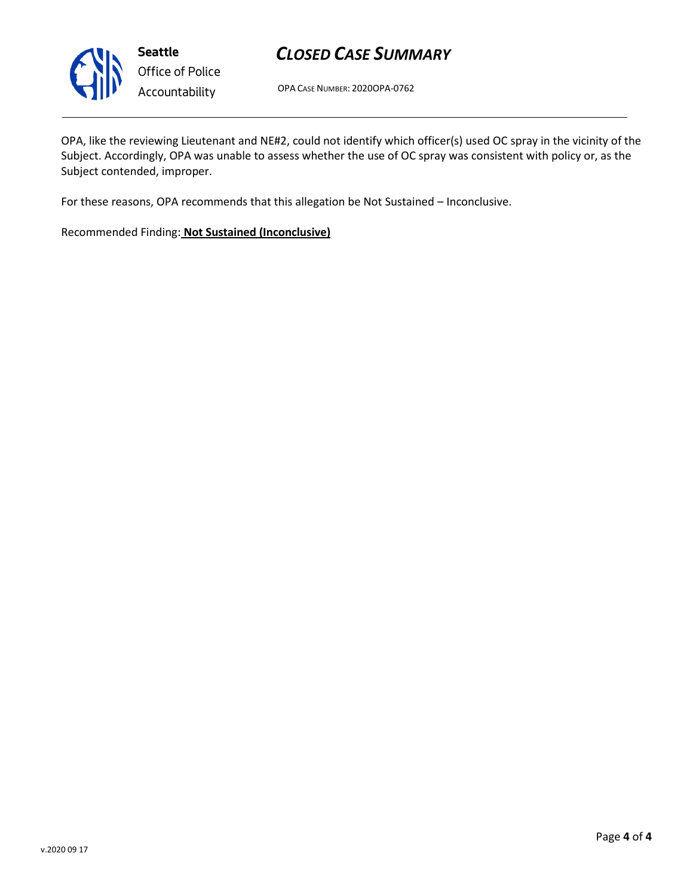OPA, like the reviewing Lieutenant and NE#2, could not identify which officer(s) used OC spray in the vicinity of the Subject. Accordingly, OPA was unable to assess whether the use of OC spray was consistent with policy or, as the Subject contended, improper.

For these reasons, OPA recommends that this allegation be Not Sustained – Inconclusive.

Recommended Finding: **<u>Not Sustained (Inconclusive)</u>**